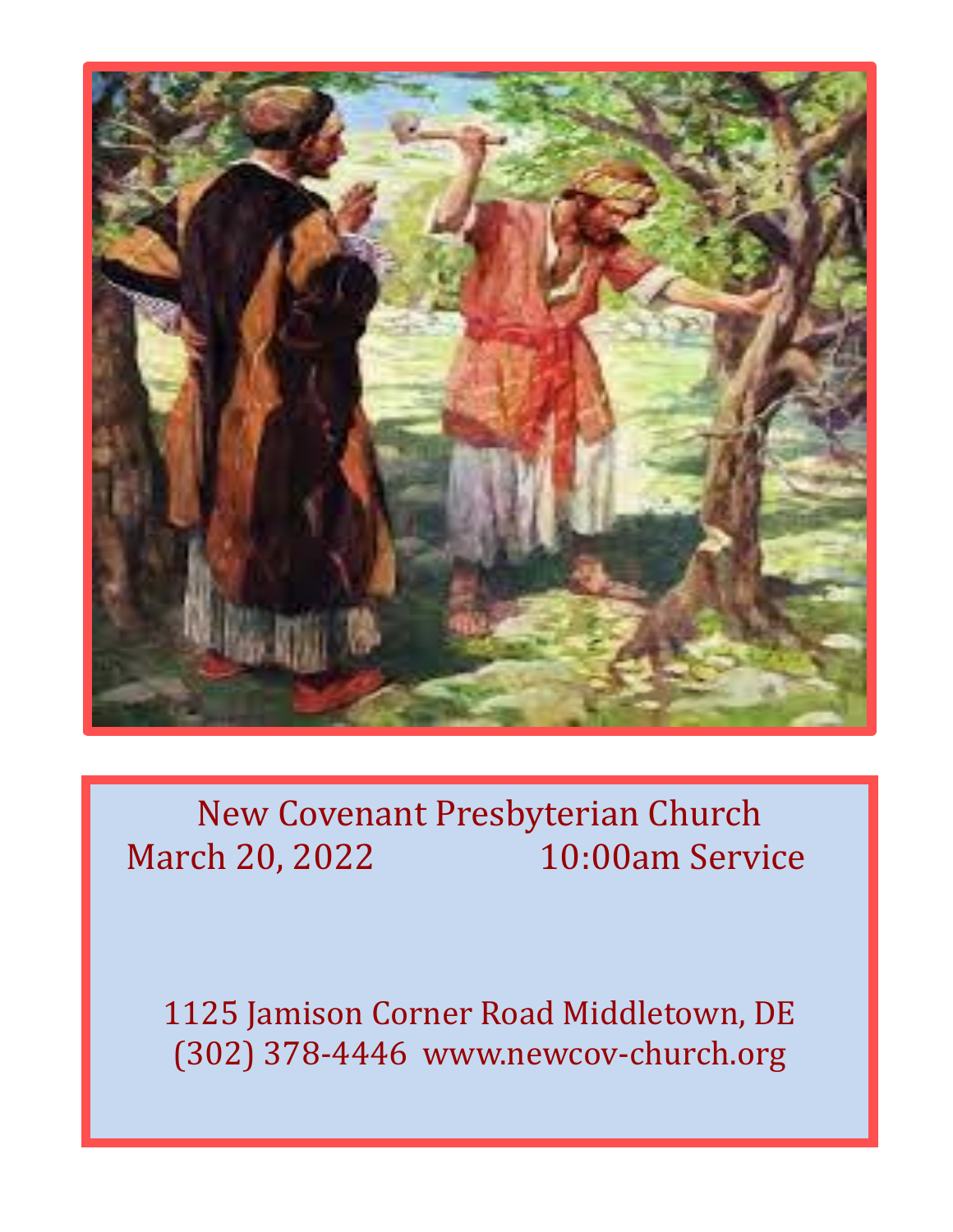New Covenant Presbyterian Church

March 20, 2022 10:00am Service

1125 Jamison Corner Road Middletown, DE

(302) 378-4446 www.newcov-church.org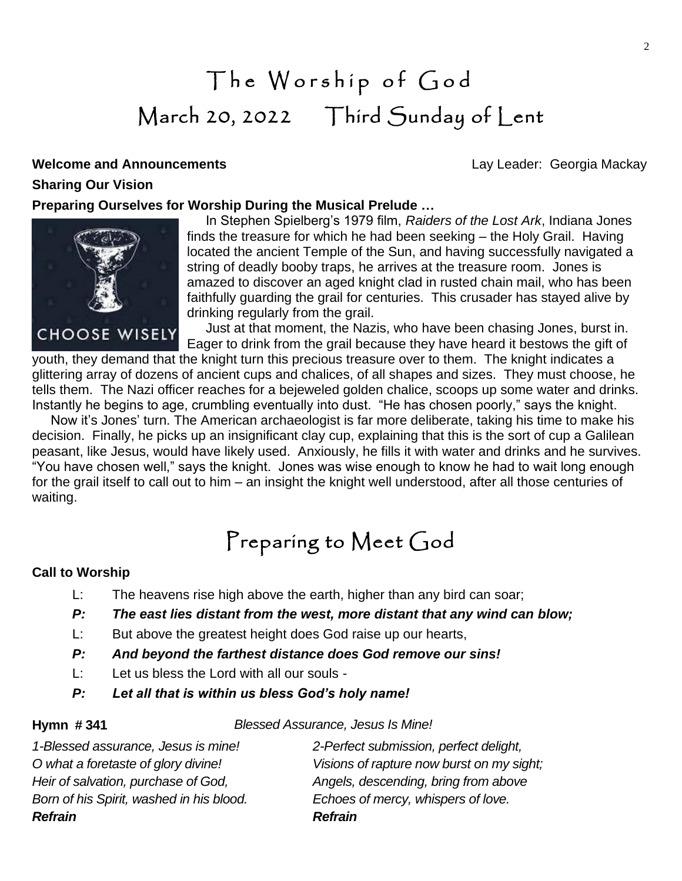# The Worship of God

## March 20, 2022 Third Sunday of Lent

**Welcome and Announcements** Lay Leader: Georgia Mackay

**Sharing Our Vision**

**Preparing Ourselves for Worship During the Musical Prelude …**

CHOOSE WISELY

In Stephen Spielberg's 1979 film, *Raiders of the Lost Ark*, Indiana Jones finds the treasure for which he had been seeking – the Holy Grail. Having located the ancient Temple of the Sun, and having successfully navigated a string of deadly booby traps, he arrives at the treasure room. Jones is amazed to discover an aged knight clad in rusted chain mail, who has been faithfully guarding the grail for centuries. This crusader has stayed alive by drinking regularly from the grail.

Just at that moment, the Nazis, who have been chasing Jones, burst in. Eager to drink from the grail because they have heard it bestows the gift of youth, they demand that the knight turn this precious treasure over to them. The knight indicates a glittering array of dozens of ancient cups and chalices, of all shapes and sizes. They must choose, he tells them. The Nazi officer reaches for a bejeweled golden chalice, scoops up some water and drinks. Instantly he begins to age, crumbling eventually into dust. "He has chosen poorly," says the knight.

Now it's Jones' turn. The American archaeologist is far more deliberate, taking his time to make his decision. Finally, he picks up an insignificant clay cup, explaining that this is the sort of cup a Galilean peasant, like Jesus, would have likely used. Anxiously, he fills it with water and drinks and he survives. "You have chosen well," says the knight. Jones was wise enough to know he had to wait long enough for the grail itself to call out to him – an insight the knight well understood, after all those centuries of waiting.

# Preparing to Meet God

**Call to Worship**

L: The heavens rise high above the earth, higher than any bird can soar;

***P: The east lies distant from the west, more distant that any wind can blow;***

L: But above the greatest height does God raise up our hearts,

***P: And beyond the farthest distance does God remove our sins!***

L: Let us bless the Lord with all our souls -

***P: Let all that is within us bless God's holy name!***

**Hymn # 341** *Blessed Assurance, Jesus Is Mine!*

*1-Blessed assurance, Jesus is mine!*
*O what a foretaste of glory divine!*
*Heir of salvation, purchase of God,*
*Born of his Spirit, washed in his blood.*
***Refrain***

*2-Perfect submission, perfect delight,*
*Visions of rapture now burst on my sight;*
*Angels, descending, bring from above*
*Echoes of mercy, whispers of love.*
***Refrain***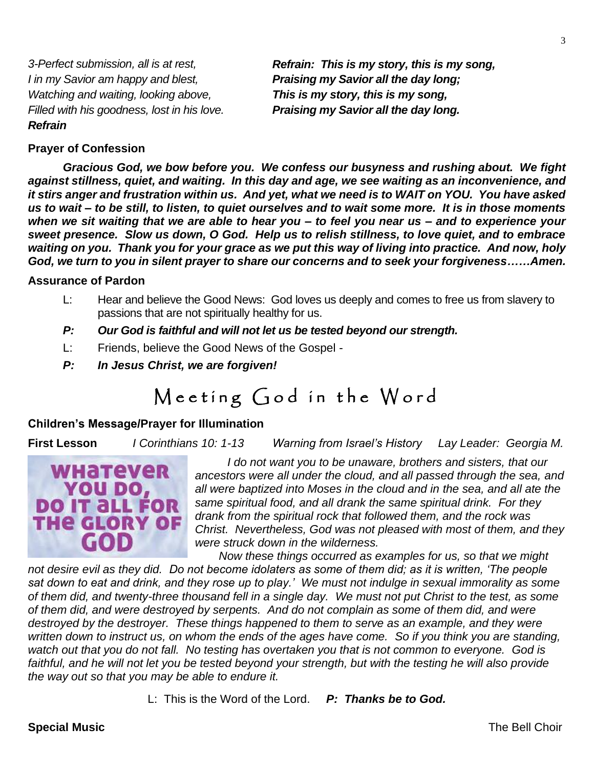*3-Perfect submission, all is at rest,*
*I in my Savior am happy and blest,*
*Watching and waiting, looking above,*
*Filled with his goodness, lost in his love.*
***Refrain***

***Refrain: This is my story, this is my song,***
***Praising my Savior all the day long;***
***This is my story, this is my song,***
***Praising my Savior all the day long.***

**Prayer of Confession**

***Gracious God, we bow before you. We confess our busyness and rushing about. We fight against stillness, quiet, and waiting. In this day and age, we see waiting as an inconvenience, and it stirs anger and frustration within us. And yet, what we need is to WAIT on YOU. You have asked us to wait – to be still, to listen, to quiet ourselves and to wait some more. It is in those moments when we sit waiting that we are able to hear you – to feel you near us – and to experience your sweet presence. Slow us down, O God. Help us to relish stillness, to love quiet, and to embrace waiting on you. Thank you for your grace as we put this way of living into practice. And now, holy God, we turn to you in silent prayer to share our concerns and to seek your forgiveness……Amen.***

**Assurance of Pardon**

L: Hear and believe the Good News: God loves us deeply and comes to free us from slavery to passions that are not spiritually healthy for us.

***P: Our God is faithful and will not let us be tested beyond our strength.***

L: Friends, believe the Good News of the Gospel -

***P: In Jesus Christ, we are forgiven!***

# Meeting God in the Word

**Children's Message/Prayer for Illumination**

**First Lesson** *I Corinthians 10: 1-13 Warning from Israel's History Lay Leader: Georgia M.*

WHATEVER YOU DO, DO IT ALL FOR THE GLORY OF GOD

*I do not want you to be unaware, brothers and sisters, that our ancestors were all under the cloud, and all passed through the sea, and all were baptized into Moses in the cloud and in the sea, and all ate the same spiritual food, and all drank the same spiritual drink. For they drank from the spiritual rock that followed them, and the rock was Christ. Nevertheless, God was not pleased with most of them, and they were struck down in the wilderness.*

*Now these things occurred as examples for us, so that we might not desire evil as they did. Do not become idolaters as some of them did; as it is written, 'The people sat down to eat and drink, and they rose up to play.' We must not indulge in sexual immorality as some of them did, and twenty-three thousand fell in a single day. We must not put Christ to the test, as some of them did, and were destroyed by serpents. And do not complain as some of them did, and were destroyed by the destroyer. These things happened to them to serve as an example, and they were written down to instruct us, on whom the ends of the ages have come. So if you think you are standing, watch out that you do not fall. No testing has overtaken you that is not common to everyone. God is faithful, and he will not let you be tested beyond your strength, but with the testing he will also provide the way out so that you may be able to endure it.*

L: This is the Word of the Lord. ***P: Thanks be to God.***

**Special Music** The Bell Choir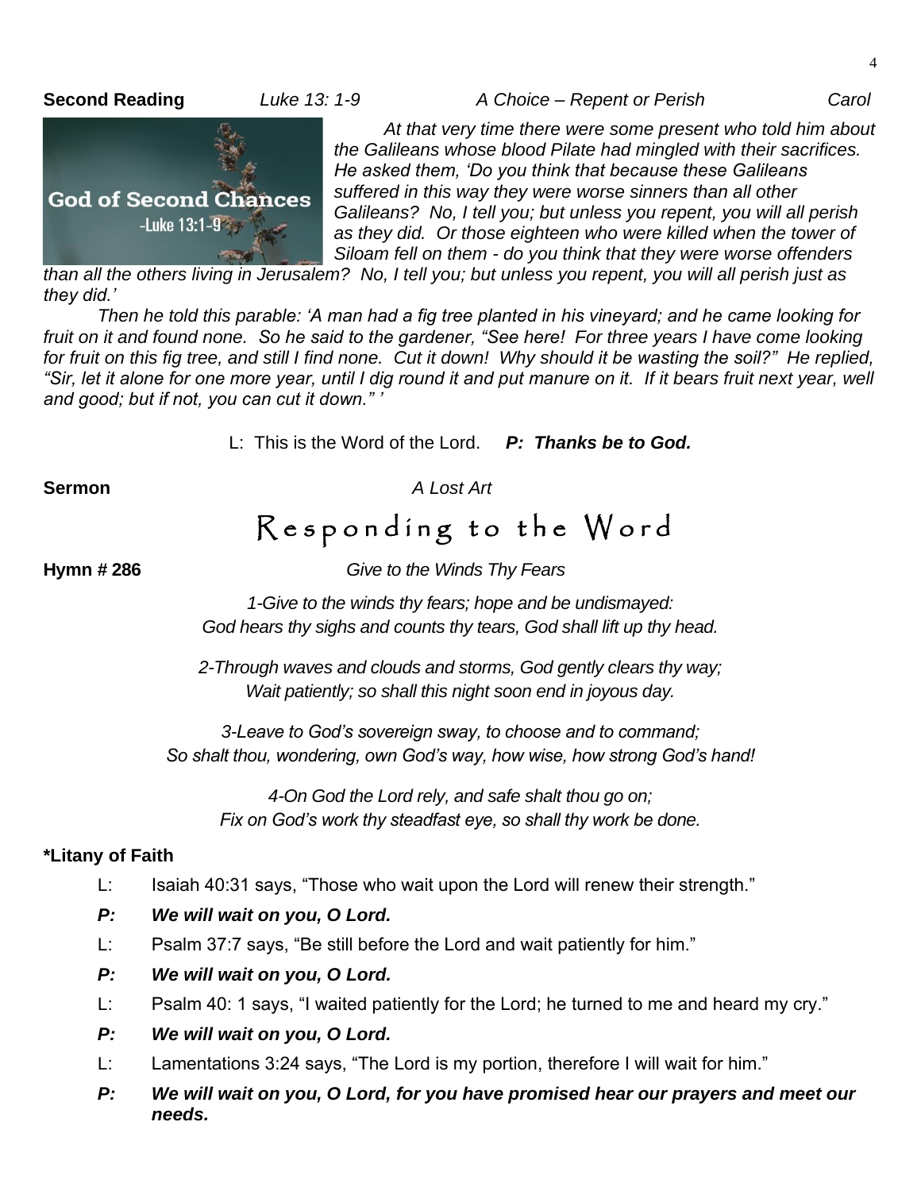**Second Reading** *Luke 13: 1-9* *A Choice – Repent or Perish* *Carol*

*At that very time there were some present who told him about the Galileans whose blood Pilate had mingled with their sacrifices. He asked them, 'Do you think that because these Galileans suffered in this way they were worse sinners than all other Galileans? No, I tell you; but unless you repent, you will all perish as they did. Or those eighteen who were killed when the tower of Siloam fell on them - do you think that they were worse offenders than all the others living in Jerusalem? No, I tell you; but unless you repent, you will all perish just as they did.'*

*Then he told this parable: 'A man had a fig tree planted in his vineyard; and he came looking for fruit on it and found none. So he said to the gardener, "See here! For three years I have come looking for fruit on this fig tree, and still I find none. Cut it down! Why should it be wasting the soil?" He replied, "Sir, let it alone for one more year, until I dig round it and put manure on it. If it bears fruit next year, well and good; but if not, you can cut it down." '*

L: This is the Word of the Lord. ***P: Thanks be to God.***

**Sermon** *A Lost Art*

# Responding to the Word

**Hymn # 286** *Give to the Winds Thy Fears*

*1-Give to the winds thy fears; hope and be undismayed:*
*God hears thy sighs and counts thy tears, God shall lift up thy head.*

*2-Through waves and clouds and storms, God gently clears thy way;*
*Wait patiently; so shall this night soon end in joyous day.*

*3-Leave to God's sovereign sway, to choose and to command;*
*So shalt thou, wondering, own God's way, how wise, how strong God's hand!*

*4-On God the Lord rely, and safe shalt thou go on;*
*Fix on God's work thy steadfast eye, so shall thy work be done.*

**\*Litany of Faith**

L: Isaiah 40:31 says, "Those who wait upon the Lord will renew their strength."

***P: We will wait on you, O Lord.***

L: Psalm 37:7 says, "Be still before the Lord and wait patiently for him."

***P: We will wait on you, O Lord.***

L: Psalm 40: 1 says, "I waited patiently for the Lord; he turned to me and heard my cry."

***P: We will wait on you, O Lord.***

L: Lamentations 3:24 says, "The Lord is my portion, therefore I will wait for him."

***P: We will wait on you, O Lord, for you have promised hear our prayers and meet our needs.***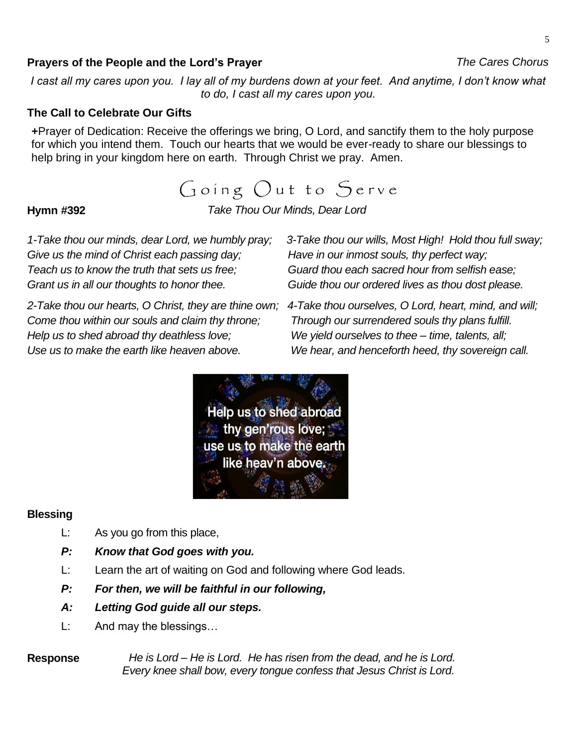**Prayers of the People and the Lord's Prayer** *The Cares Chorus*

*I cast all my cares upon you. I lay all of my burdens down at your feet. And anytime, I don't know what to do, I cast all my cares upon you.*

**The Call to Celebrate Our Gifts**

**+**Prayer of Dedication: Receive the offerings we bring, O Lord, and sanctify them to the holy purpose for which you intend them. Touch our hearts that we would be ever-ready to share our blessings to help bring in your kingdom here on earth. Through Christ we pray. Amen.

## Going Out to Serve

**Hymn #392** *Take Thou Our Minds, Dear Lord*

*1-Take thou our minds, dear Lord, we humbly pray;*
*Give us the mind of Christ each passing day;*
*Teach us to know the truth that sets us free;*
*Grant us in all our thoughts to honor thee.*

*2-Take thou our hearts, O Christ, they are thine own;*
*Come thou within our souls and claim thy throne;*
*Help us to shed abroad thy deathless love;*
*Use us to make the earth like heaven above.*

*3-Take thou our wills, Most High! Hold thou full sway;*
*Have in our inmost souls, thy perfect way;*
*Guard thou each sacred hour from selfish ease;*
*Guide thou our ordered lives as thou dost please.*

*4-Take thou ourselves, O Lord, heart, mind, and will;*
*Through our surrendered souls thy plans fulfill.*
*We yield ourselves to thee – time, talents, all;*
*We hear, and henceforth heed, thy sovereign call.*

Help us to shed abroad thy gen'rous love; use us to make the earth like heav'n above.

**Blessing**

L: As you go from this place,

***P: Know that God goes with you.***

L: Learn the art of waiting on God and following where God leads.

***P: For then, we will be faithful in our following,***

***A: Letting God guide all our steps.***

L: And may the blessings…

**Response** *He is Lord – He is Lord. He has risen from the dead, and he is Lord. Every knee shall bow, every tongue confess that Jesus Christ is Lord.*